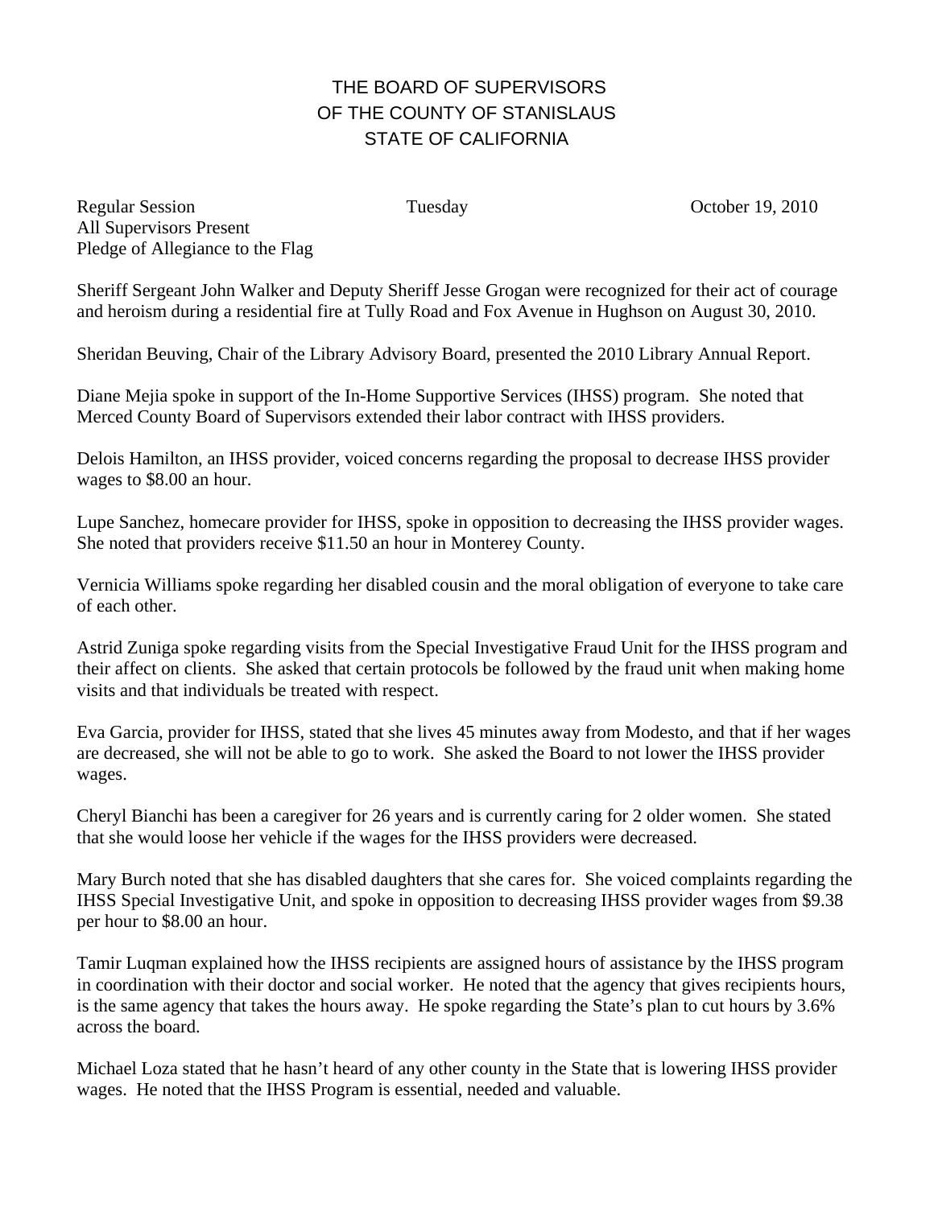# THE BOARD OF SUPERVISORS OF THE COUNTY OF STANISLAUS STATE OF CALIFORNIA

Regular Session Tuesday October 19, 2010
All Supervisors Present
Pledge of Allegiance to the Flag

Sheriff Sergeant John Walker and Deputy Sheriff Jesse Grogan were recognized for their act of courage and heroism during a residential fire at Tully Road and Fox Avenue in Hughson on August 30, 2010.

Sheridan Beuving, Chair of the Library Advisory Board, presented the 2010 Library Annual Report.

Diane Mejia spoke in support of the In-Home Supportive Services (IHSS) program. She noted that Merced County Board of Supervisors extended their labor contract with IHSS providers.

Delois Hamilton, an IHSS provider, voiced concerns regarding the proposal to decrease IHSS provider wages to $8.00 an hour.

Lupe Sanchez, homecare provider for IHSS, spoke in opposition to decreasing the IHSS provider wages. She noted that providers receive $11.50 an hour in Monterey County.

Vernicia Williams spoke regarding her disabled cousin and the moral obligation of everyone to take care of each other.

Astrid Zuniga spoke regarding visits from the Special Investigative Fraud Unit for the IHSS program and their affect on clients. She asked that certain protocols be followed by the fraud unit when making home visits and that individuals be treated with respect.

Eva Garcia, provider for IHSS, stated that she lives 45 minutes away from Modesto, and that if her wages are decreased, she will not be able to go to work. She asked the Board to not lower the IHSS provider wages.

Cheryl Bianchi has been a caregiver for 26 years and is currently caring for 2 older women. She stated that she would loose her vehicle if the wages for the IHSS providers were decreased.

Mary Burch noted that she has disabled daughters that she cares for. She voiced complaints regarding the IHSS Special Investigative Unit, and spoke in opposition to decreasing IHSS provider wages from $9.38 per hour to $8.00 an hour.

Tamir Luqman explained how the IHSS recipients are assigned hours of assistance by the IHSS program in coordination with their doctor and social worker. He noted that the agency that gives recipients hours, is the same agency that takes the hours away. He spoke regarding the State's plan to cut hours by 3.6% across the board.

Michael Loza stated that he hasn't heard of any other county in the State that is lowering IHSS provider wages. He noted that the IHSS Program is essential, needed and valuable.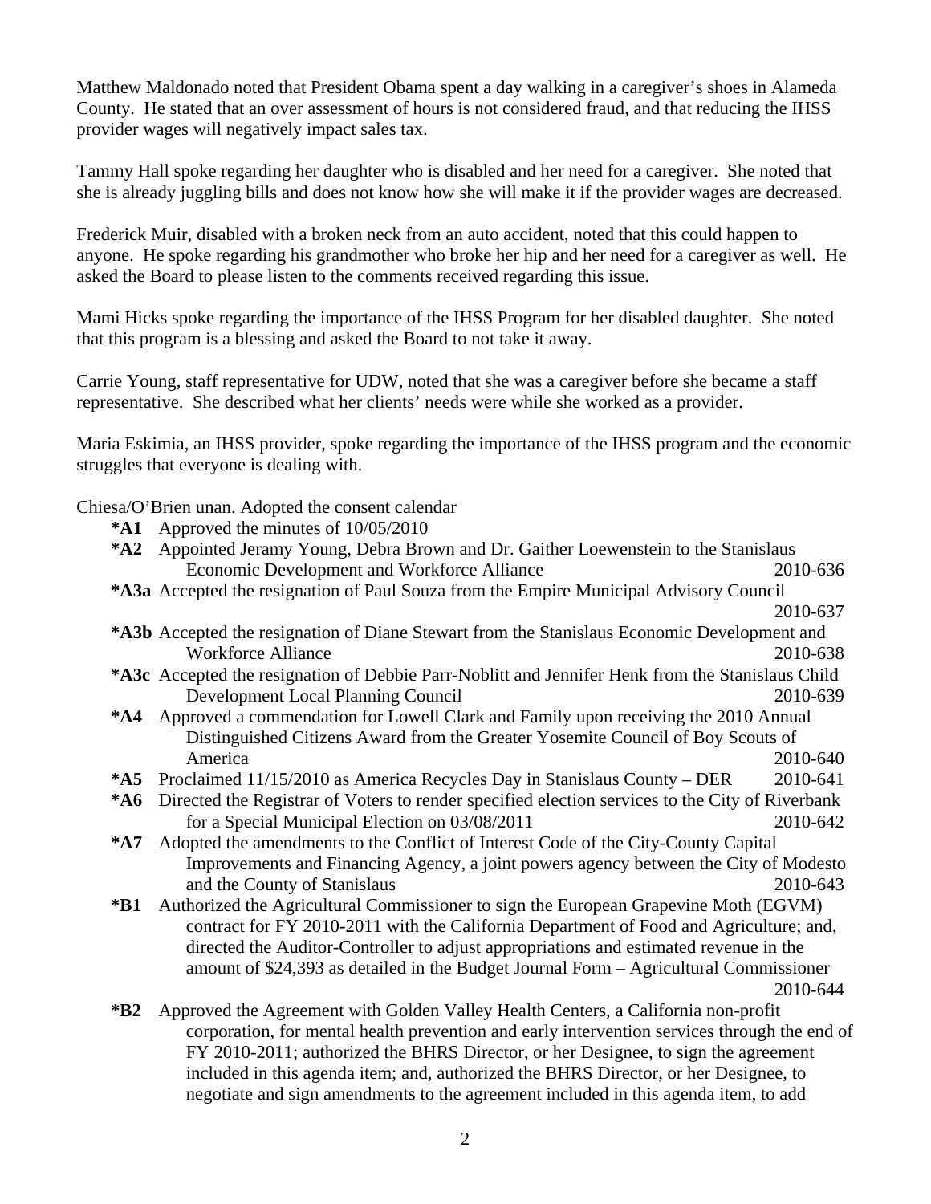Matthew Maldonado noted that President Obama spent a day walking in a caregiver's shoes in Alameda County. He stated that an over assessment of hours is not considered fraud, and that reducing the IHSS provider wages will negatively impact sales tax.

Tammy Hall spoke regarding her daughter who is disabled and her need for a caregiver. She noted that she is already juggling bills and does not know how she will make it if the provider wages are decreased.

Frederick Muir, disabled with a broken neck from an auto accident, noted that this could happen to anyone. He spoke regarding his grandmother who broke her hip and her need for a caregiver as well. He asked the Board to please listen to the comments received regarding this issue.

Mami Hicks spoke regarding the importance of the IHSS Program for her disabled daughter. She noted that this program is a blessing and asked the Board to not take it away.

Carrie Young, staff representative for UDW, noted that she was a caregiver before she became a staff representative. She described what her clients' needs were while she worked as a provider.

Maria Eskimia, an IHSS provider, spoke regarding the importance of the IHSS program and the economic struggles that everyone is dealing with.

Chiesa/O'Brien unan. Adopted the consent calendar

- **\*A1** Approved the minutes of 10/05/2010
- **\*A2** Appointed Jeramy Young, Debra Brown and Dr. Gaither Loewenstein to the Stanislaus Economic Development and Workforce Alliance 2010-636
- **\*A3a** Accepted the resignation of Paul Souza from the Empire Municipal Advisory Council 2010-637
- **\*A3b** Accepted the resignation of Diane Stewart from the Stanislaus Economic Development and Workforce Alliance 2010-638
- **\*A3c** Accepted the resignation of Debbie Parr-Noblitt and Jennifer Henk from the Stanislaus Child Development Local Planning Council 2010-639
- **\*A4** Approved a commendation for Lowell Clark and Family upon receiving the 2010 Annual Distinguished Citizens Award from the Greater Yosemite Council of Boy Scouts of America 2010-640
- **\*A5** Proclaimed 11/15/2010 as America Recycles Day in Stanislaus County – DER 2010-641
- **\*A6** Directed the Registrar of Voters to render specified election services to the City of Riverbank for a Special Municipal Election on 03/08/2011 2010-642
- **\*A7** Adopted the amendments to the Conflict of Interest Code of the City-County Capital Improvements and Financing Agency, a joint powers agency between the City of Modesto and the County of Stanislaus 2010-643
- **\*B1** Authorized the Agricultural Commissioner to sign the European Grapevine Moth (EGVM) contract for FY 2010-2011 with the California Department of Food and Agriculture; and, directed the Auditor-Controller to adjust appropriations and estimated revenue in the amount of $24,393 as detailed in the Budget Journal Form – Agricultural Commissioner 2010-644
- **\*B2** Approved the Agreement with Golden Valley Health Centers, a California non-profit corporation, for mental health prevention and early intervention services through the end of FY 2010-2011; authorized the BHRS Director, or her Designee, to sign the agreement included in this agenda item; and, authorized the BHRS Director, or her Designee, to negotiate and sign amendments to the agreement included in this agenda item, to add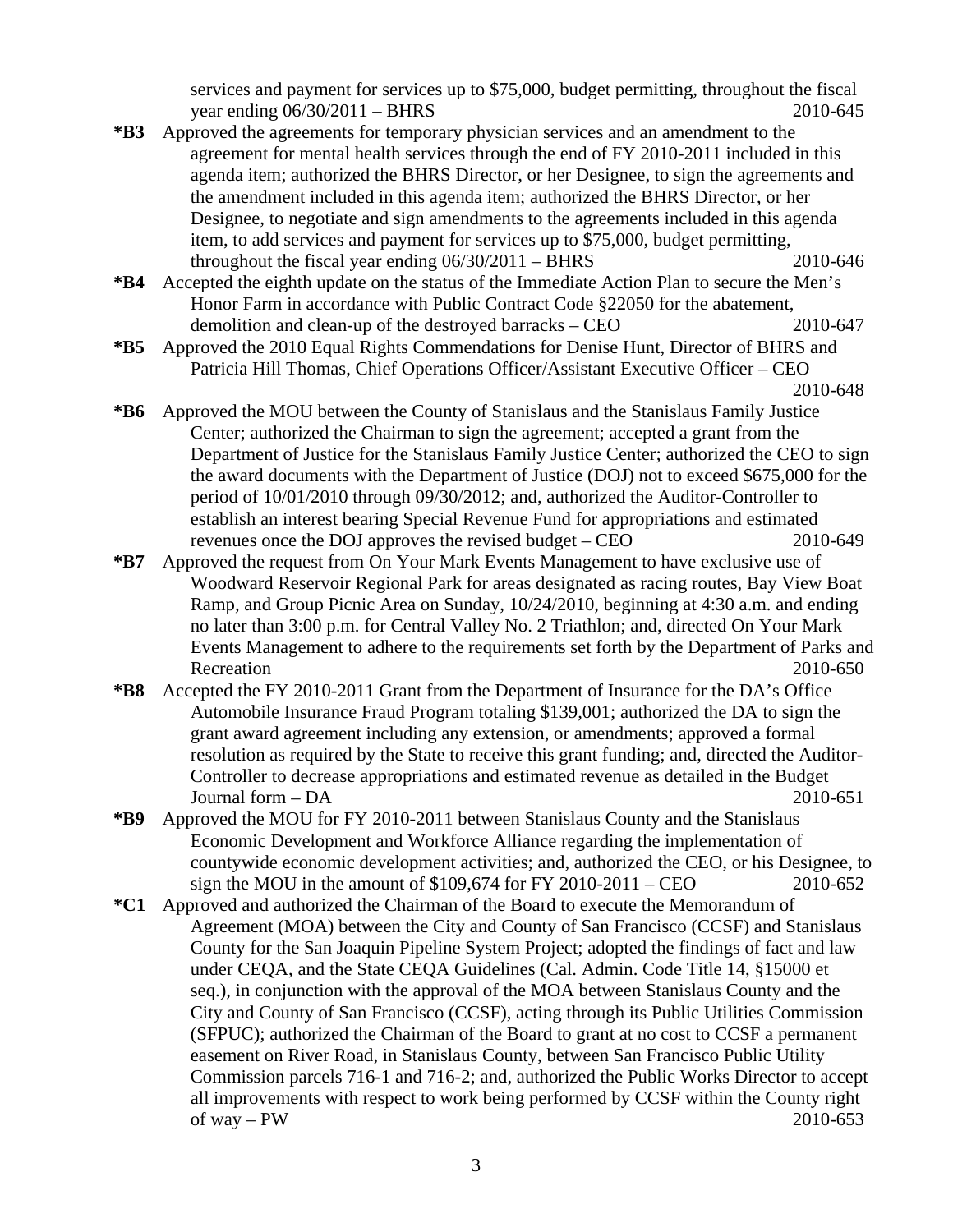services and payment for services up to $75,000, budget permitting, throughout the fiscal year ending 06/30/2011 – BHRS 2010-645

**\*B3** Approved the agreements for temporary physician services and an amendment to the agreement for mental health services through the end of FY 2010-2011 included in this agenda item; authorized the BHRS Director, or her Designee, to sign the agreements and the amendment included in this agenda item; authorized the BHRS Director, or her Designee, to negotiate and sign amendments to the agreements included in this agenda item, to add services and payment for services up to $75,000, budget permitting, throughout the fiscal year ending 06/30/2011 – BHRS 2010-646

**\*B4** Accepted the eighth update on the status of the Immediate Action Plan to secure the Men's Honor Farm in accordance with Public Contract Code §22050 for the abatement, demolition and clean-up of the destroyed barracks – CEO 2010-647

**\*B5** Approved the 2010 Equal Rights Commendations for Denise Hunt, Director of BHRS and Patricia Hill Thomas, Chief Operations Officer/Assistant Executive Officer – CEO 2010-648

**\*B6** Approved the MOU between the County of Stanislaus and the Stanislaus Family Justice Center; authorized the Chairman to sign the agreement; accepted a grant from the Department of Justice for the Stanislaus Family Justice Center; authorized the CEO to sign the award documents with the Department of Justice (DOJ) not to exceed $675,000 for the period of 10/01/2010 through 09/30/2012; and, authorized the Auditor-Controller to establish an interest bearing Special Revenue Fund for appropriations and estimated revenues once the DOJ approves the revised budget – CEO 2010-649

**\*B7** Approved the request from On Your Mark Events Management to have exclusive use of Woodward Reservoir Regional Park for areas designated as racing routes, Bay View Boat Ramp, and Group Picnic Area on Sunday, 10/24/2010, beginning at 4:30 a.m. and ending no later than 3:00 p.m. for Central Valley No. 2 Triathlon; and, directed On Your Mark Events Management to adhere to the requirements set forth by the Department of Parks and Recreation 2010-650

**\*B8** Accepted the FY 2010-2011 Grant from the Department of Insurance for the DA's Office Automobile Insurance Fraud Program totaling $139,001; authorized the DA to sign the grant award agreement including any extension, or amendments; approved a formal resolution as required by the State to receive this grant funding; and, directed the Auditor-Controller to decrease appropriations and estimated revenue as detailed in the Budget Journal form – DA 2010-651

**\*B9** Approved the MOU for FY 2010-2011 between Stanislaus County and the Stanislaus Economic Development and Workforce Alliance regarding the implementation of countywide economic development activities; and, authorized the CEO, or his Designee, to sign the MOU in the amount of $109,674 for FY 2010-2011 – CEO 2010-652

**\*C1** Approved and authorized the Chairman of the Board to execute the Memorandum of Agreement (MOA) between the City and County of San Francisco (CCSF) and Stanislaus County for the San Joaquin Pipeline System Project; adopted the findings of fact and law under CEQA, and the State CEQA Guidelines (Cal. Admin. Code Title 14, §15000 et seq.), in conjunction with the approval of the MOA between Stanislaus County and the City and County of San Francisco (CCSF), acting through its Public Utilities Commission (SFPUC); authorized the Chairman of the Board to grant at no cost to CCSF a permanent easement on River Road, in Stanislaus County, between San Francisco Public Utility Commission parcels 716-1 and 716-2; and, authorized the Public Works Director to accept all improvements with respect to work being performed by CCSF within the County right of way – PW 2010-653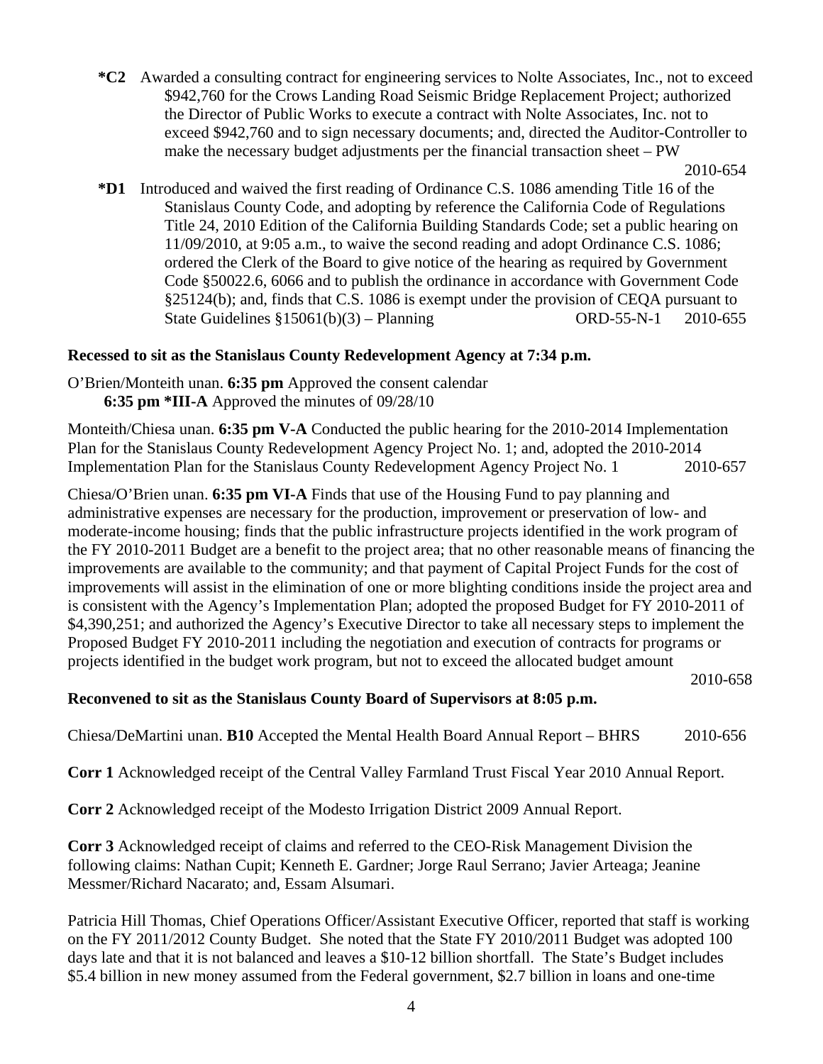**\*C2** Awarded a consulting contract for engineering services to Nolte Associates, Inc., not to exceed $942,760 for the Crows Landing Road Seismic Bridge Replacement Project; authorized the Director of Public Works to execute a contract with Nolte Associates, Inc. not to exceed $942,760 and to sign necessary documents; and, directed the Auditor-Controller to make the necessary budget adjustments per the financial transaction sheet – PW 2010-654

**\*D1** Introduced and waived the first reading of Ordinance C.S. 1086 amending Title 16 of the Stanislaus County Code, and adopting by reference the California Code of Regulations Title 24, 2010 Edition of the California Building Standards Code; set a public hearing on 11/09/2010, at 9:05 a.m., to waive the second reading and adopt Ordinance C.S. 1086; ordered the Clerk of the Board to give notice of the hearing as required by Government Code §50022.6, 6066 and to publish the ordinance in accordance with Government Code §25124(b); and, finds that C.S. 1086 is exempt under the provision of CEQA pursuant to State Guidelines §15061(b)(3) – Planning ORD-55-N-1 2010-655

**Recessed to sit as the Stanislaus County Redevelopment Agency at 7:34 p.m.**

O'Brien/Monteith unan. **6:35 pm** Approved the consent calendar
**6:35 pm \*III-A** Approved the minutes of 09/28/10

Monteith/Chiesa unan. **6:35 pm V-A** Conducted the public hearing for the 2010-2014 Implementation Plan for the Stanislaus County Redevelopment Agency Project No. 1; and, adopted the 2010-2014 Implementation Plan for the Stanislaus County Redevelopment Agency Project No. 1 2010-657

Chiesa/O'Brien unan. **6:35 pm VI-A** Finds that use of the Housing Fund to pay planning and administrative expenses are necessary for the production, improvement or preservation of low- and moderate-income housing; finds that the public infrastructure projects identified in the work program of the FY 2010-2011 Budget are a benefit to the project area; that no other reasonable means of financing the improvements are available to the community; and that payment of Capital Project Funds for the cost of improvements will assist in the elimination of one or more blighting conditions inside the project area and is consistent with the Agency's Implementation Plan; adopted the proposed Budget for FY 2010-2011 of $4,390,251; and authorized the Agency's Executive Director to take all necessary steps to implement the Proposed Budget FY 2010-2011 including the negotiation and execution of contracts for programs or projects identified in the budget work program, but not to exceed the allocated budget amount 2010-658

**Reconvened to sit as the Stanislaus County Board of Supervisors at 8:05 p.m.**

Chiesa/DeMartini unan. **B10** Accepted the Mental Health Board Annual Report – BHRS 2010-656

**Corr 1** Acknowledged receipt of the Central Valley Farmland Trust Fiscal Year 2010 Annual Report.

**Corr 2** Acknowledged receipt of the Modesto Irrigation District 2009 Annual Report.

**Corr 3** Acknowledged receipt of claims and referred to the CEO-Risk Management Division the following claims: Nathan Cupit; Kenneth E. Gardner; Jorge Raul Serrano; Javier Arteaga; Jeanine Messmer/Richard Nacarato; and, Essam Alsumari.

Patricia Hill Thomas, Chief Operations Officer/Assistant Executive Officer, reported that staff is working on the FY 2011/2012 County Budget. She noted that the State FY 2010/2011 Budget was adopted 100 days late and that it is not balanced and leaves a $10-12 billion shortfall. The State's Budget includes $5.4 billion in new money assumed from the Federal government, $2.7 billion in loans and one-time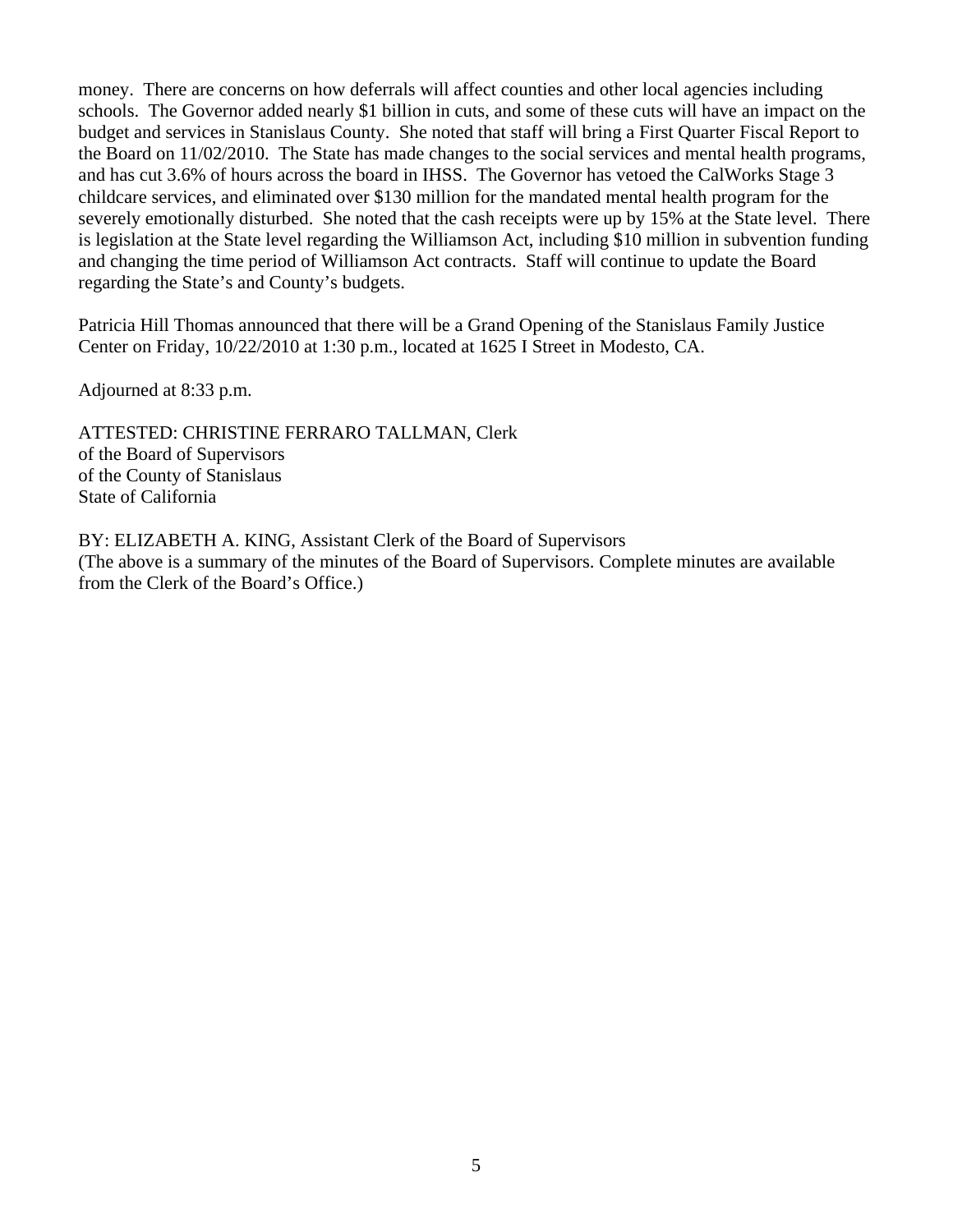money. There are concerns on how deferrals will affect counties and other local agencies including schools. The Governor added nearly $1 billion in cuts, and some of these cuts will have an impact on the budget and services in Stanislaus County. She noted that staff will bring a First Quarter Fiscal Report to the Board on 11/02/2010. The State has made changes to the social services and mental health programs, and has cut 3.6% of hours across the board in IHSS. The Governor has vetoed the CalWorks Stage 3 childcare services, and eliminated over $130 million for the mandated mental health program for the severely emotionally disturbed. She noted that the cash receipts were up by 15% at the State level. There is legislation at the State level regarding the Williamson Act, including $10 million in subvention funding and changing the time period of Williamson Act contracts. Staff will continue to update the Board regarding the State's and County's budgets.

Patricia Hill Thomas announced that there will be a Grand Opening of the Stanislaus Family Justice Center on Friday, 10/22/2010 at 1:30 p.m., located at 1625 I Street in Modesto, CA.

Adjourned at 8:33 p.m.

ATTESTED: CHRISTINE FERRARO TALLMAN, Clerk
of the Board of Supervisors
of the County of Stanislaus
State of California

BY: ELIZABETH A. KING, Assistant Clerk of the Board of Supervisors
(The above is a summary of the minutes of the Board of Supervisors. Complete minutes are available from the Clerk of the Board's Office.)